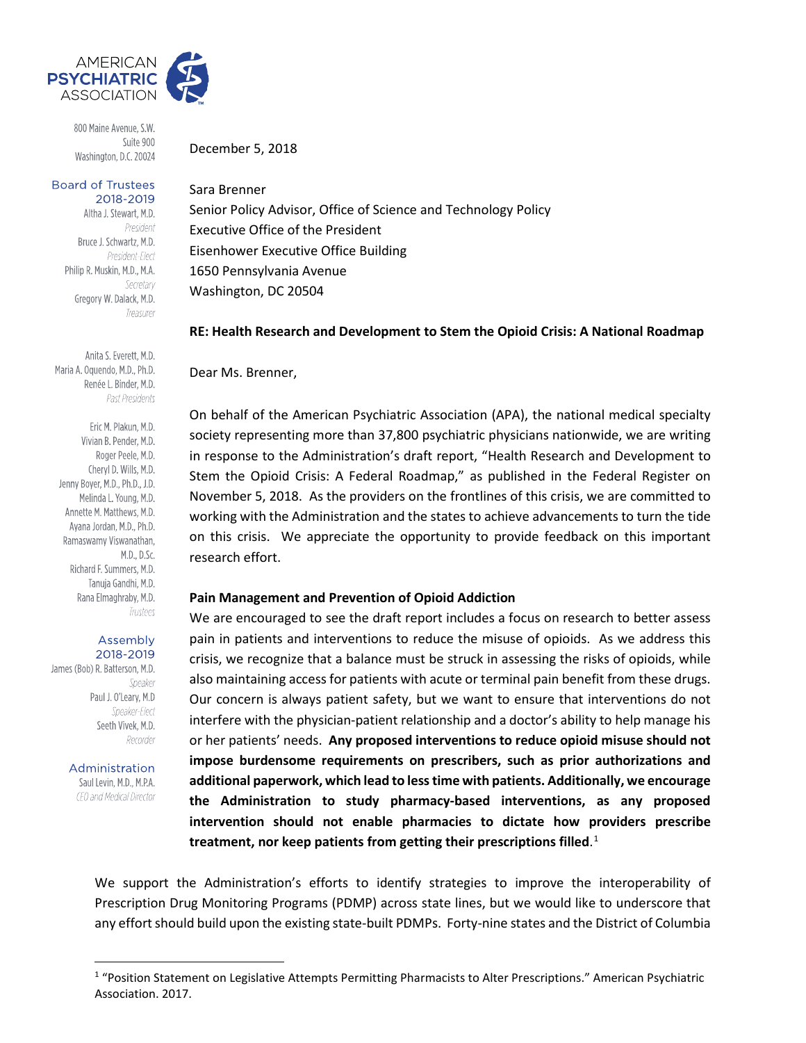AMERICAN PSYCHIATRIC ASSOCIATION

800 Maine Avenue, S.W.
Suite 900
Washington, D.C. 20024

**Board of Trustees 2018-2019**

Altha J. Stewart, M.D.
*President*
Bruce J. Schwartz, M.D.
*President-Elect*
Philip R. Muskin, M.D., M.A.
*Secretary*
Gregory W. Dalack, M.D.
*Treasurer*

Anita S. Everett, M.D.
Maria A. Oquendo, M.D., Ph.D.
Renée L. Binder, M.D.
*Past Presidents*

Eric M. Plakun, M.D.
Vivian B. Pender, M.D.
Roger Peele, M.D.
Cheryl D. Wills, M.D.
Jenny Boyer, M.D., Ph.D., J.D.
Melinda L. Young, M.D.
Annette M. Matthews, M.D.
Ayana Jordan, M.D., Ph.D.
Ramaswamy Viswanathan, M.D., D.Sc.
Richard F. Summers, M.D.
Tanuja Gandhi, M.D.
Rana Elmaghraby, M.D.
*Trustees*

**Assembly 2018-2019**

James (Bob) R. Batterson, M.D.
*Speaker*
Paul J. O'Leary, M.D
*Speaker-Elect*
Seeth Vivek, M.D.
*Recorder*

**Administration**

Saul Levin, M.D., M.P.A.
*CEO and Medical Director*

December 5, 2018

Sara Brenner
Senior Policy Advisor, Office of Science and Technology Policy
Executive Office of the President
Eisenhower Executive Office Building
1650 Pennsylvania Avenue
Washington, DC 20504

**RE: Health Research and Development to Stem the Opioid Crisis: A National Roadmap**

Dear Ms. Brenner,

On behalf of the American Psychiatric Association (APA), the national medical specialty society representing more than 37,800 psychiatric physicians nationwide, we are writing in response to the Administration's draft report, "Health Research and Development to Stem the Opioid Crisis: A Federal Roadmap," as published in the Federal Register on November 5, 2018. As the providers on the frontlines of this crisis, we are committed to working with the Administration and the states to achieve advancements to turn the tide on this crisis. We appreciate the opportunity to provide feedback on this important research effort.

**Pain Management and Prevention of Opioid Addiction**

We are encouraged to see the draft report includes a focus on research to better assess pain in patients and interventions to reduce the misuse of opioids. As we address this crisis, we recognize that a balance must be struck in assessing the risks of opioids, while also maintaining access for patients with acute or terminal pain benefit from these drugs. Our concern is always patient safety, but we want to ensure that interventions do not interfere with the physician-patient relationship and a doctor's ability to help manage his or her patients' needs. **Any proposed interventions to reduce opioid misuse should not impose burdensome requirements on prescribers, such as prior authorizations and additional paperwork, which lead to less time with patients. Additionally, we encourage the Administration to study pharmacy-based interventions, as any proposed intervention should not enable pharmacies to dictate how providers prescribe treatment, nor keep patients from getting their prescriptions filled**.[1]

We support the Administration's efforts to identify strategies to improve the interoperability of Prescription Drug Monitoring Programs (PDMP) across state lines, but we would like to underscore that any effort should build upon the existing state-built PDMPs. Forty-nine states and the District of Columbia

[1] "Position Statement on Legislative Attempts Permitting Pharmacists to Alter Prescriptions." American Psychiatric Association. 2017.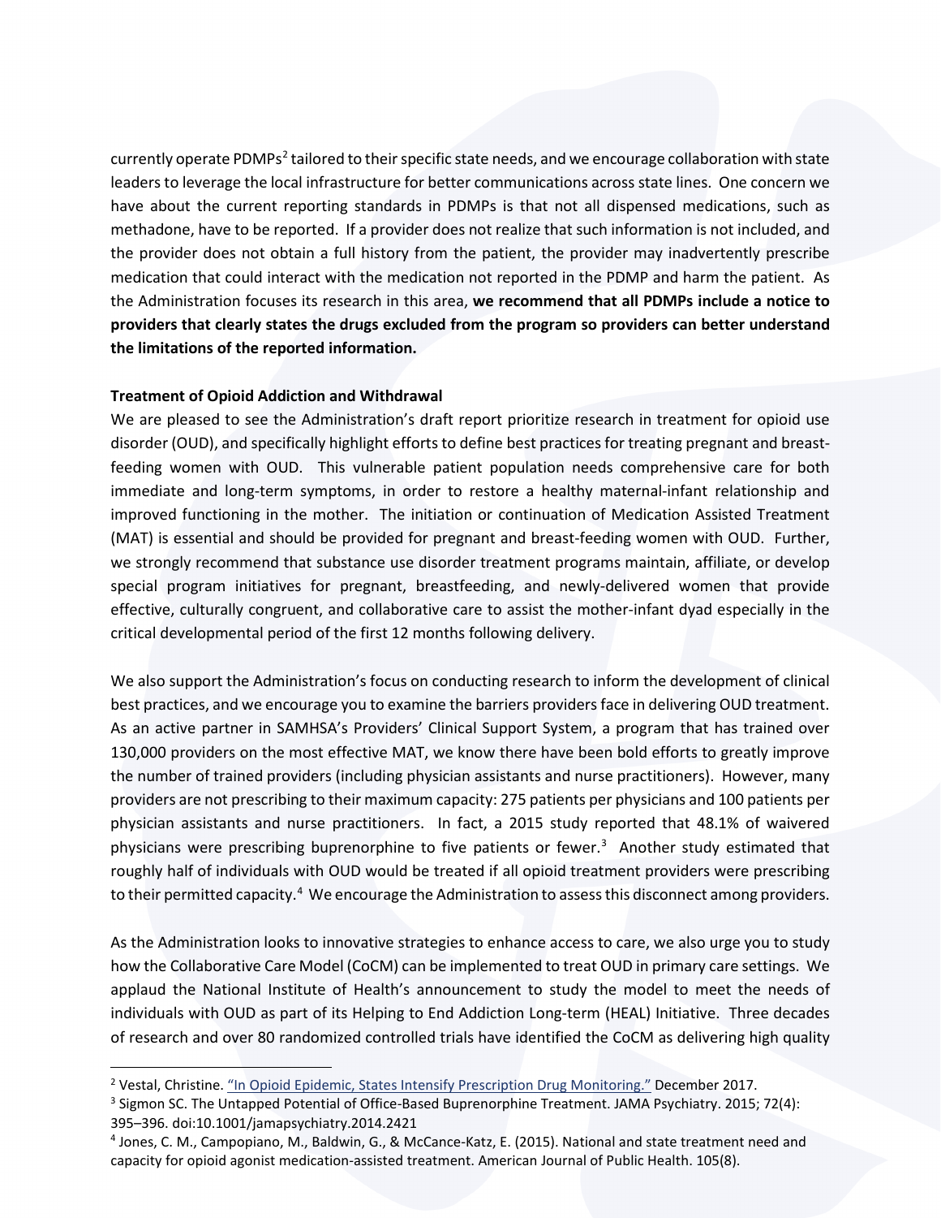currently operate PDMPs[2] tailored to their specific state needs, and we encourage collaboration with state leaders to leverage the local infrastructure for better communications across state lines. One concern we have about the current reporting standards in PDMPs is that not all dispensed medications, such as methadone, have to be reported. If a provider does not realize that such information is not included, and the provider does not obtain a full history from the patient, the provider may inadvertently prescribe medication that could interact with the medication not reported in the PDMP and harm the patient. As the Administration focuses its research in this area, **we recommend that all PDMPs include a notice to providers that clearly states the drugs excluded from the program so providers can better understand the limitations of the reported information.**

**Treatment of Opioid Addiction and Withdrawal**

We are pleased to see the Administration's draft report prioritize research in treatment for opioid use disorder (OUD), and specifically highlight efforts to define best practices for treating pregnant and breast-feeding women with OUD. This vulnerable patient population needs comprehensive care for both immediate and long-term symptoms, in order to restore a healthy maternal-infant relationship and improved functioning in the mother. The initiation or continuation of Medication Assisted Treatment (MAT) is essential and should be provided for pregnant and breast-feeding women with OUD. Further, we strongly recommend that substance use disorder treatment programs maintain, affiliate, or develop special program initiatives for pregnant, breastfeeding, and newly-delivered women that provide effective, culturally congruent, and collaborative care to assist the mother-infant dyad especially in the critical developmental period of the first 12 months following delivery.

We also support the Administration's focus on conducting research to inform the development of clinical best practices, and we encourage you to examine the barriers providers face in delivering OUD treatment. As an active partner in SAMHSA's Providers' Clinical Support System, a program that has trained over 130,000 providers on the most effective MAT, we know there have been bold efforts to greatly improve the number of trained providers (including physician assistants and nurse practitioners). However, many providers are not prescribing to their maximum capacity: 275 patients per physicians and 100 patients per physician assistants and nurse practitioners. In fact, a 2015 study reported that 48.1% of waivered physicians were prescribing buprenorphine to five patients or fewer.[3] Another study estimated that roughly half of individuals with OUD would be treated if all opioid treatment providers were prescribing to their permitted capacity.[4] We encourage the Administration to assess this disconnect among providers.

As the Administration looks to innovative strategies to enhance access to care, we also urge you to study how the Collaborative Care Model (CoCM) can be implemented to treat OUD in primary care settings. We applaud the National Institute of Health's announcement to study the model to meet the needs of individuals with OUD as part of its Helping to End Addiction Long-term (HEAL) Initiative. Three decades of research and over 80 randomized controlled trials have identified the CoCM as delivering high quality

---

[2] Vestal, Christine. "In Opioid Epidemic, States Intensify Prescription Drug Monitoring." December 2017.

[3] Sigmon SC. The Untapped Potential of Office-Based Buprenorphine Treatment. JAMA Psychiatry. 2015; 72(4): 395–396. doi:10.1001/jamapsychiatry.2014.2421

[4] Jones, C. M., Campopiano, M., Baldwin, G., & McCance-Katz, E. (2015). National and state treatment need and capacity for opioid agonist medication-assisted treatment. American Journal of Public Health. 105(8).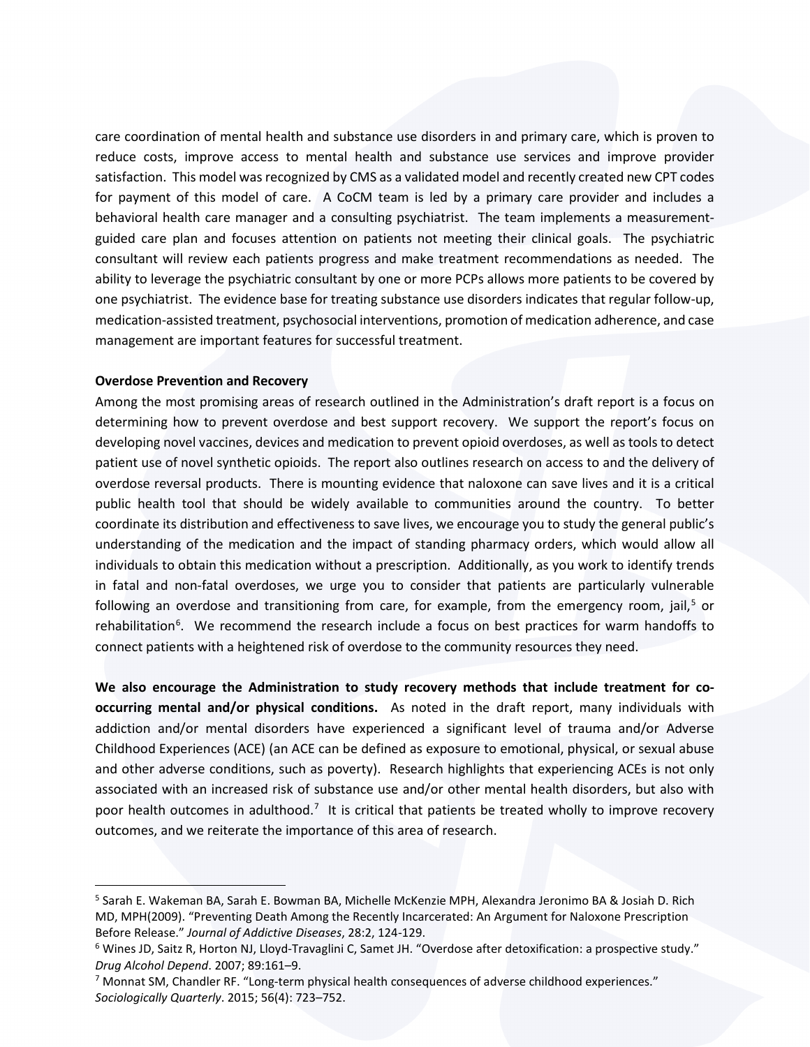care coordination of mental health and substance use disorders in and primary care, which is proven to reduce costs, improve access to mental health and substance use services and improve provider satisfaction. This model was recognized by CMS as a validated model and recently created new CPT codes for payment of this model of care. A CoCM team is led by a primary care provider and includes a behavioral health care manager and a consulting psychiatrist. The team implements a measurement-guided care plan and focuses attention on patients not meeting their clinical goals. The psychiatric consultant will review each patients progress and make treatment recommendations as needed. The ability to leverage the psychiatric consultant by one or more PCPs allows more patients to be covered by one psychiatrist. The evidence base for treating substance use disorders indicates that regular follow-up, medication-assisted treatment, psychosocial interventions, promotion of medication adherence, and case management are important features for successful treatment.

**Overdose Prevention and Recovery**

Among the most promising areas of research outlined in the Administration's draft report is a focus on determining how to prevent overdose and best support recovery. We support the report's focus on developing novel vaccines, devices and medication to prevent opioid overdoses, as well as tools to detect patient use of novel synthetic opioids. The report also outlines research on access to and the delivery of overdose reversal products. There is mounting evidence that naloxone can save lives and it is a critical public health tool that should be widely available to communities around the country. To better coordinate its distribution and effectiveness to save lives, we encourage you to study the general public's understanding of the medication and the impact of standing pharmacy orders, which would allow all individuals to obtain this medication without a prescription. Additionally, as you work to identify trends in fatal and non-fatal overdoses, we urge you to consider that patients are particularly vulnerable following an overdose and transitioning from care, for example, from the emergency room, jail,[5] or rehabilitation[6]. We recommend the research include a focus on best practices for warm handoffs to connect patients with a heightened risk of overdose to the community resources they need.

**We also encourage the Administration to study recovery methods that include treatment for co-occurring mental and/or physical conditions.** As noted in the draft report, many individuals with addiction and/or mental disorders have experienced a significant level of trauma and/or Adverse Childhood Experiences (ACE) (an ACE can be defined as exposure to emotional, physical, or sexual abuse and other adverse conditions, such as poverty). Research highlights that experiencing ACEs is not only associated with an increased risk of substance use and/or other mental health disorders, but also with poor health outcomes in adulthood.[7] It is critical that patients be treated wholly to improve recovery outcomes, and we reiterate the importance of this area of research.

---

[5] Sarah E. Wakeman BA, Sarah E. Bowman BA, Michelle McKenzie MPH, Alexandra Jeronimo BA & Josiah D. Rich MD, MPH(2009). "Preventing Death Among the Recently Incarcerated: An Argument for Naloxone Prescription Before Release." *Journal of Addictive Diseases*, 28:2, 124-129.

[6] Wines JD, Saitz R, Horton NJ, Lloyd-Travaglini C, Samet JH. "Overdose after detoxification: a prospective study." *Drug Alcohol Depend*. 2007; 89:161–9.

[7] Monnat SM, Chandler RF. "Long-term physical health consequences of adverse childhood experiences." *Sociologically Quarterly*. 2015; 56(4): 723–752.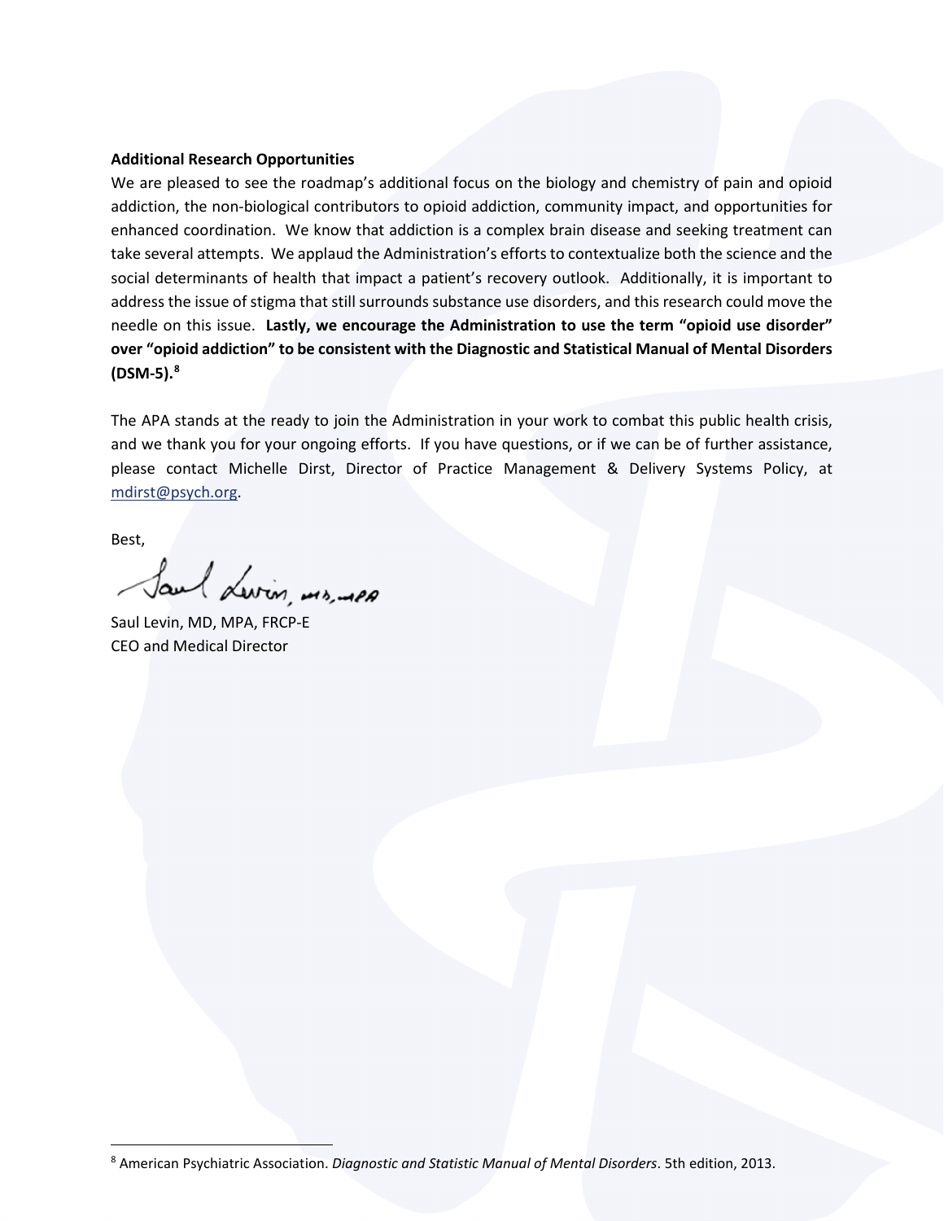**Additional Research Opportunities**

We are pleased to see the roadmap's additional focus on the biology and chemistry of pain and opioid addiction, the non-biological contributors to opioid addiction, community impact, and opportunities for enhanced coordination. We know that addiction is a complex brain disease and seeking treatment can take several attempts. We applaud the Administration's efforts to contextualize both the science and the social determinants of health that impact a patient's recovery outlook. Additionally, it is important to address the issue of stigma that still surrounds substance use disorders, and this research could move the needle on this issue. **Lastly, we encourage the Administration to use the term "opioid use disorder" over "opioid addiction" to be consistent with the Diagnostic and Statistical Manual of Mental Disorders (DSM-5).[8]**

The APA stands at the ready to join the Administration in your work to combat this public health crisis, and we thank you for your ongoing efforts. If you have questions, or if we can be of further assistance, please contact Michelle Dirst, Director of Practice Management & Delivery Systems Policy, at mdirst@psych.org.

Best,

Saul Levin, MD, MPA

Saul Levin, MD, MPA, FRCP-E
CEO and Medical Director

---

[8] American Psychiatric Association. *Diagnostic and Statistic Manual of Mental Disorders*. 5th edition, 2013.